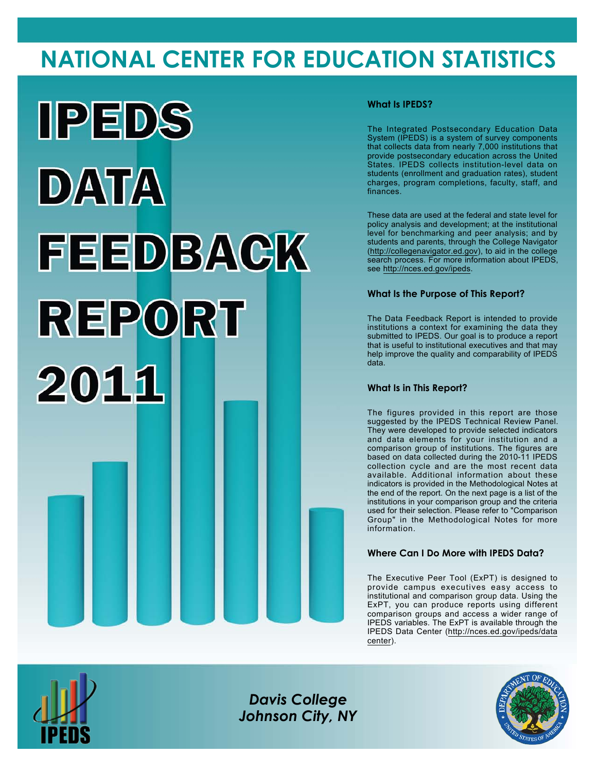# NATIONAL CENTER FOR EDUCATION STATISTICS

# IPEDS DATA FEEDBACK REPORT 2011

### What Is IPEDS?

The Integrated Postsecondary Education Data System (IPEDS) is a system of survey components that collects data from nearly 7,000 institutions that provide postsecondary education across the United States. IPEDS collects institution-level data on students (enrollment and graduation rates), student charges, program completions, faculty, staff, and finances.

These data are used at the federal and state level for policy analysis and development; at the institutional level for benchmarking and peer analysis; and by students and parents, through the College Navigator (http://collegenavigator.ed.gov), to aid in the college search process. For more information about IPEDS, see http://nces.ed.gov/ipeds.

### What Is the Purpose of This Report?

The Data Feedback Report is intended to provide institutions a context for examining the data they submitted to IPEDS. Our goal is to produce a report that is useful to institutional executives and that may help improve the quality and comparability of IPEDS data.

### What Is in This Report?

The figures provided in this report are those suggested by the IPEDS Technical Review Panel. They were developed to provide selected indicators and data elements for your institution and a comparison group of institutions. The figures are based on data collected during the 2010-11 IPEDS collection cycle and are the most recent data available. Additional information about these indicators is provided in the Methodological Notes at the end of the report. On the next page is a list of the institutions in your comparison group and the criteria used for their selection. Please refer to "Comparison Group" in the Methodological Notes for more information.

### Where Can I Do More with IPEDS Data?

The Executive Peer Tool (ExPT) is designed to provide campus executives easy access to institutional and comparison group data. Using the ExPT, you can produce reports using different comparison groups and access a wider range of IPEDS variables. The ExPT is available through the IPEDS Data Center (http://nces.ed.gov/ipeds/datacenter).

*Davis College*
*Johnson City, NY*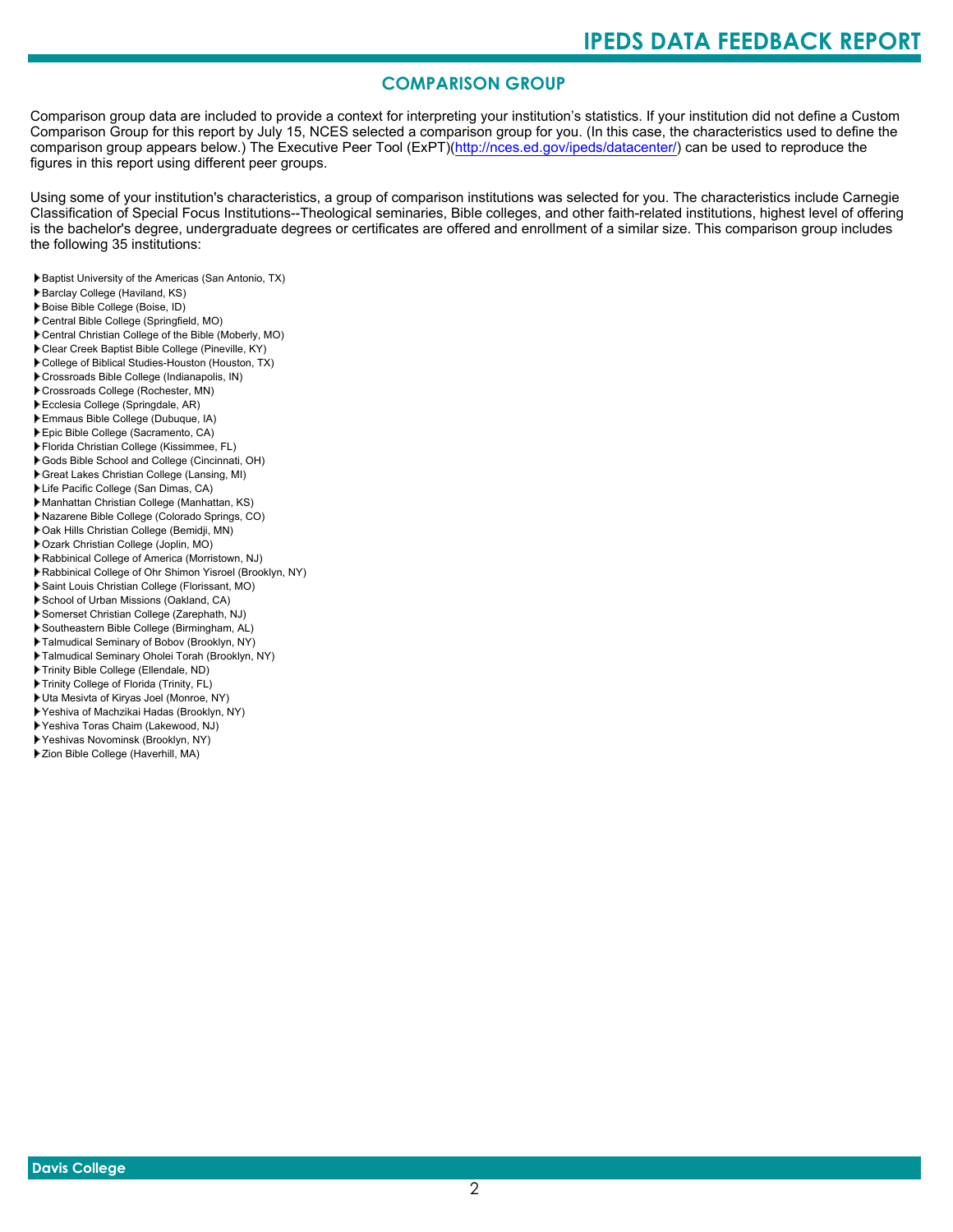## COMPARISON GROUP

Comparison group data are included to provide a context for interpreting your institution's statistics. If your institution did not define a Custom Comparison Group for this report by July 15, NCES selected a comparison group for you. (In this case, the characteristics used to define the comparison group appears below.) The Executive Peer Tool (ExPT)(http://nces.ed.gov/ipeds/datacenter/) can be used to reproduce the figures in this report using different peer groups.

Using some of your institution's characteristics, a group of comparison institutions was selected for you. The characteristics include Carnegie Classification of Special Focus Institutions--Theological seminaries, Bible colleges, and other faith-related institutions, highest level of offering is the bachelor's degree, undergraduate degrees or certificates are offered and enrollment of a similar size. This comparison group includes the following 35 institutions:

- Baptist University of the Americas (San Antonio, TX)
- Barclay College (Haviland, KS)
- Boise Bible College (Boise, ID)
- Central Bible College (Springfield, MO)
- Central Christian College of the Bible (Moberly, MO)
- Clear Creek Baptist Bible College (Pineville, KY)
- College of Biblical Studies-Houston (Houston, TX)
- Crossroads Bible College (Indianapolis, IN)
- Crossroads College (Rochester, MN)
- Ecclesia College (Springdale, AR)
- Emmaus Bible College (Dubuque, IA)
- Epic Bible College (Sacramento, CA)
- Florida Christian College (Kissimmee, FL)
- Gods Bible School and College (Cincinnati, OH)
- Great Lakes Christian College (Lansing, MI)
- Life Pacific College (San Dimas, CA)
- Manhattan Christian College (Manhattan, KS)
- Nazarene Bible College (Colorado Springs, CO)
- Oak Hills Christian College (Bemidji, MN)
- Ozark Christian College (Joplin, MO)
- Rabbinical College of America (Morristown, NJ)
- Rabbinical College of Ohr Shimon Yisroel (Brooklyn, NY)
- Saint Louis Christian College (Florissant, MO)
- School of Urban Missions (Oakland, CA)
- Somerset Christian College (Zarephath, NJ)
- Southeastern Bible College (Birmingham, AL)
- Talmudical Seminary of Bobov (Brooklyn, NY)
- Talmudical Seminary Oholei Torah (Brooklyn, NY)
- Trinity Bible College (Ellendale, ND)
- Trinity College of Florida (Trinity, FL)
- Uta Mesivta of Kiryas Joel (Monroe, NY)
- Yeshiva of Machzikai Hadas (Brooklyn, NY)
- Yeshiva Toras Chaim (Lakewood, NJ)
- Yeshivas Novominsk (Brooklyn, NY)
- Zion Bible College (Haverhill, MA)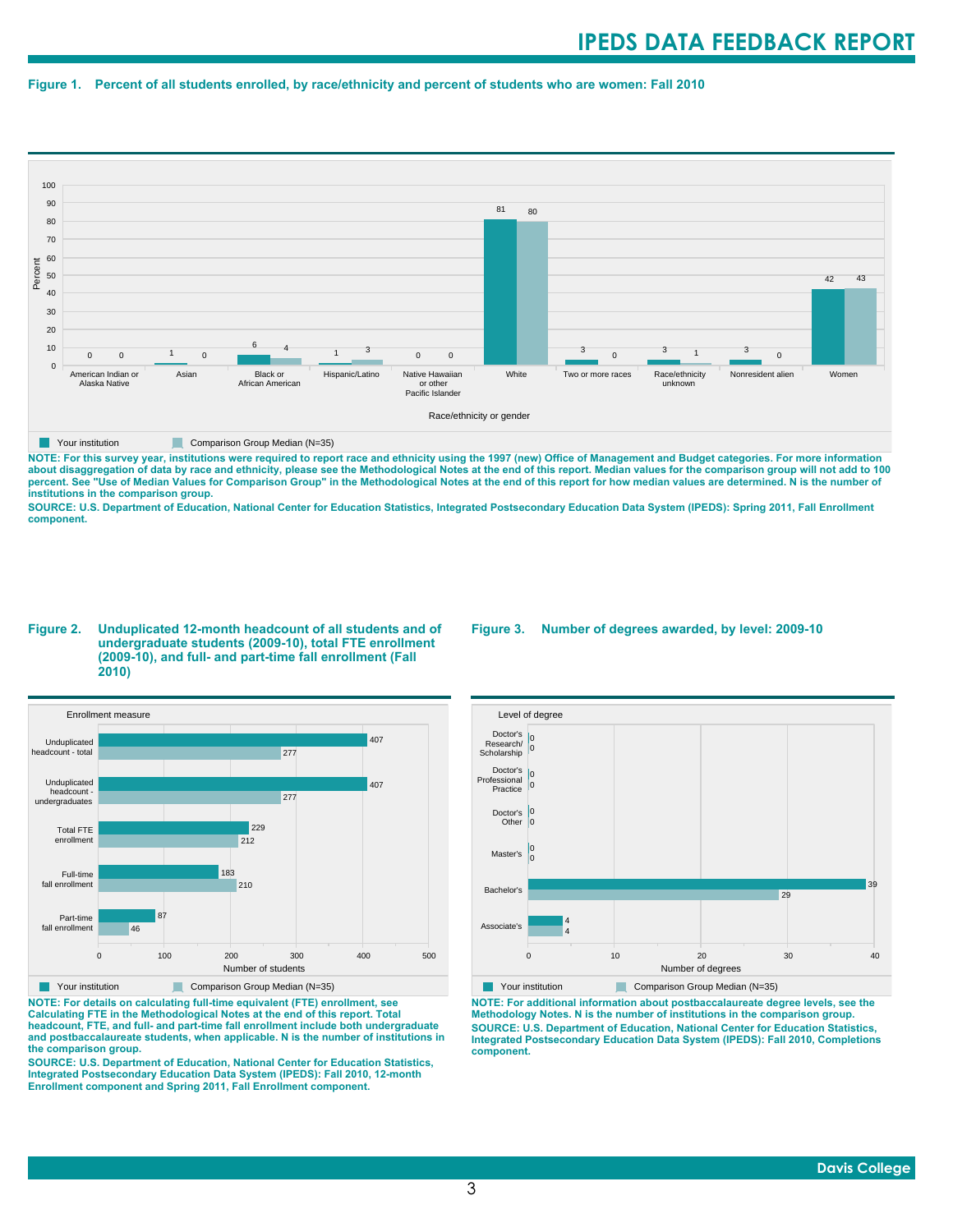**Figure 1. Percent of all students enrolled, by race/ethnicity and percent of students who are women: Fall 2010**

| Race/ethnicity or gender | Your institution | Comparison Group Median (N=35) |
|---|---|---|
| American Indian or Alaska Native | 0 | 0 |
| Asian | 1 | 0 |
| Black or African American | 6 | 4 |
| Hispanic/Latino | 1 | 3 |
| Native Hawaiian or other Pacific Islander | 0 | 0 |
| White | 81 | 80 |
| Two or more races | 3 | 0 |
| Race/ethnicity unknown | 3 | 1 |
| Nonresident alien | 3 | 0 |
| Women | 42 | 43 |

**NOTE: For this survey year, institutions were required to report race and ethnicity using the 1997 (new) Office of Management and Budget categories. For more information about disaggregation of data by race and ethnicity, please see the Methodological Notes at the end of this report. Median values for the comparison group will not add to 100 percent. See "Use of Median Values for Comparison Group" in the Methodological Notes at the end of this report for how median values are determined. N is the number of institutions in the comparison group.**

**SOURCE: U.S. Department of Education, National Center for Education Statistics, Integrated Postsecondary Education Data System (IPEDS): Spring 2011, Fall Enrollment component.**

**Figure 2. Unduplicated 12-month headcount of all students and of undergraduate students (2009-10), total FTE enrollment (2009-10), and full- and part-time fall enrollment (Fall 2010)**

| Enrollment measure | Your institution | Comparison Group Median (N=35) |
|---|---|---|
| Unduplicated headcount - total | 407 | 277 |
| Unduplicated headcount - undergraduates | 407 | 277 |
| Total FTE enrollment | 229 | 212 |
| Full-time fall enrollment | 183 | 210 |
| Part-time fall enrollment | 87 | 46 |

**NOTE: For details on calculating full-time equivalent (FTE) enrollment, see Calculating FTE in the Methodological Notes at the end of this report. Total headcount, FTE, and full- and part-time fall enrollment include both undergraduate and postbaccalaureate students, when applicable. N is the number of institutions in the comparison group.**

**SOURCE: U.S. Department of Education, National Center for Education Statistics, Integrated Postsecondary Education Data System (IPEDS): Fall 2010, 12-month Enrollment component and Spring 2011, Fall Enrollment component.**

**Figure 3. Number of degrees awarded, by level: 2009-10**

| Level of degree | Your institution | Comparison Group Median (N=35) |
|---|---|---|
| Doctor's Research/ Scholarship | 0 | 0 |
| Doctor's Professional Practice | 0 | 0 |
| Doctor's Other | 0 | 0 |
| Master's | 0 | 0 |
| Bachelor's | 39 | 29 |
| Associate's | 4 | 4 |

**NOTE: For additional information about postbaccalaureate degree levels, see the Methodology Notes. N is the number of institutions in the comparison group.**

**SOURCE: U.S. Department of Education, National Center for Education Statistics, Integrated Postsecondary Education Data System (IPEDS): Fall 2010, Completions component.**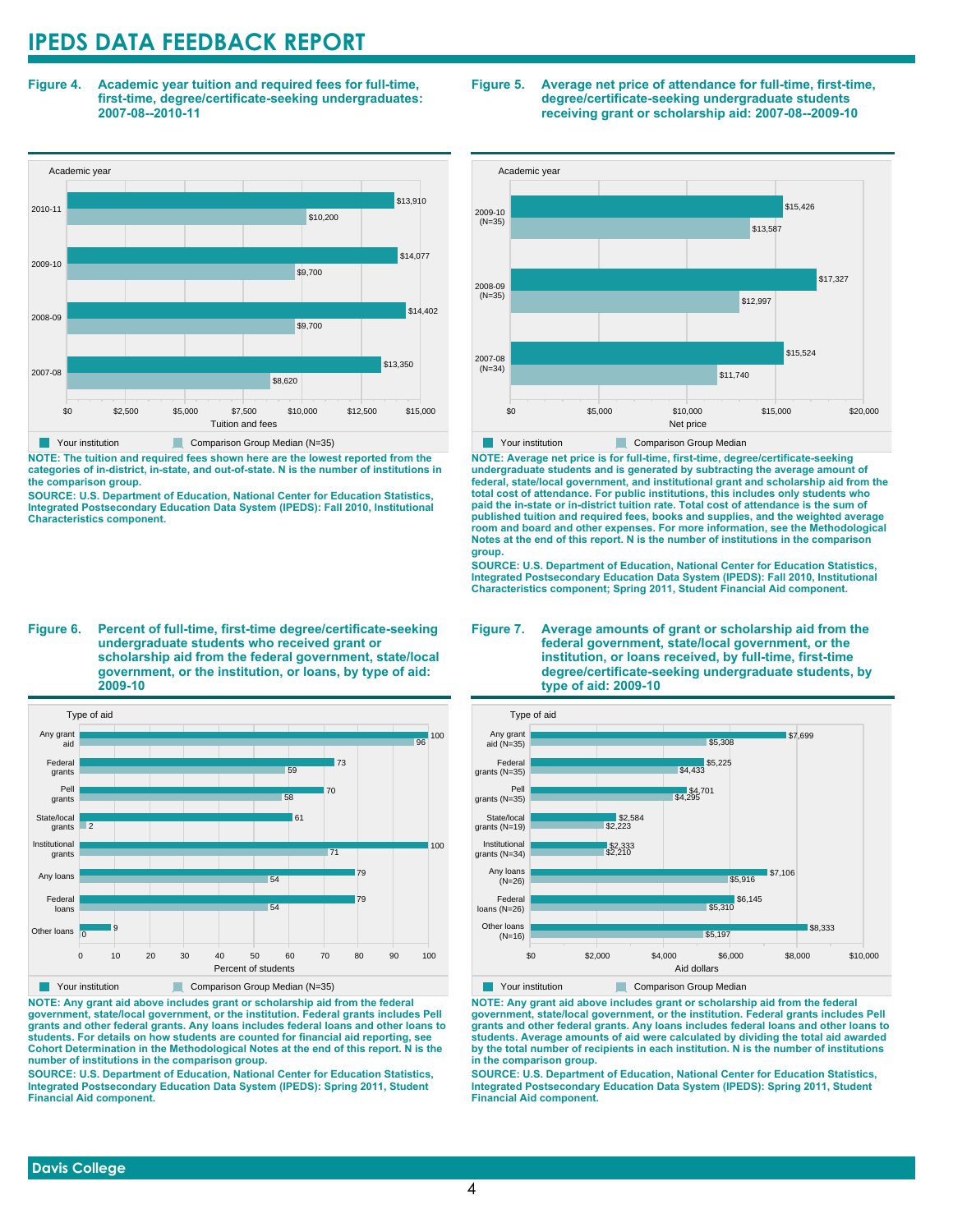## Figure 4. Academic year tuition and required fees for full-time, first-time, degree/certificate-seeking undergraduates: 2007-08--2010-11

| Academic year | Your institution | Comparison Group Median (N=35) |
|---|---|---|
| 2010-11 | $13,910 | $10,200 |
| 2009-10 | $14,077 | $9,700 |
| 2008-09 | $14,402 | $9,700 |
| 2007-08 | $13,350 | $8,620 |

**NOTE: The tuition and required fees shown here are the lowest reported from the categories of in-district, in-state, and out-of-state. N is the number of institutions in the comparison group.**

**SOURCE: U.S. Department of Education, National Center for Education Statistics, Integrated Postsecondary Education Data System (IPEDS): Fall 2010, Institutional Characteristics component.**

## Figure 5. Average net price of attendance for full-time, first-time, degree/certificate-seeking undergraduate students receiving grant or scholarship aid: 2007-08--2009-10

| Academic year | Your institution | Comparison Group Median |
|---|---|---|
| 2009-10 (N=35) | $15,426 | $13,587 |
| 2008-09 (N=35) | $17,327 | $12,997 |
| 2007-08 (N=34) | $15,524 | $11,740 |

**NOTE: Average net price is for full-time, first-time, degree/certificate-seeking undergraduate students and is generated by subtracting the average amount of federal, state/local government, and institutional grant and scholarship aid from the total cost of attendance. For public institutions, this includes only students who paid the in-state or in-district tuition rate. Total cost of attendance is the sum of published tuition and required fees, books and supplies, and the weighted average room and board and other expenses. For more information, see the Methodological Notes at the end of this report. N is the number of institutions in the comparison group.**

**SOURCE: U.S. Department of Education, National Center for Education Statistics, Integrated Postsecondary Education Data System (IPEDS): Fall 2010, Institutional Characteristics component; Spring 2011, Student Financial Aid component.**

## Figure 6. Percent of full-time, first-time degree/certificate-seeking undergraduate students who received grant or scholarship aid from the federal government, state/local government, or the institution, or loans, by type of aid: 2009-10

| Type of aid | Your institution | Comparison Group Median (N=35) |
|---|---|---|
| Any grant aid | 100 | 96 |
| Federal grants | 73 | 59 |
| Pell grants | 70 | 58 |
| State/local grants | 61 | 2 |
| Institutional grants | 100 | 71 |
| Any loans | 79 | 54 |
| Federal loans | 79 | 54 |
| Other loans | 9 | 0 |

**NOTE: Any grant aid above includes grant or scholarship aid from the federal government, state/local government, or the institution. Federal grants includes Pell grants and other federal grants. Any loans includes federal loans and other loans to students. For details on how students are counted for financial aid reporting, see Cohort Determination in the Methodological Notes at the end of this report. N is the number of institutions in the comparison group.**

**SOURCE: U.S. Department of Education, National Center for Education Statistics, Integrated Postsecondary Education Data System (IPEDS): Spring 2011, Student Financial Aid component.**

## Figure 7. Average amounts of grant or scholarship aid from the federal government, state/local government, or the institution, or loans received, by full-time, first-time degree/certificate-seeking undergraduate students, by type of aid: 2009-10

| Type of aid | Your institution | Comparison Group Median |
|---|---|---|
| Any grant aid (N=35) | $7,699 | $5,308 |
| Federal grants (N=35) | $5,225 | $4,433 |
| Pell grants (N=35) | $4,701 | $4,295 |
| State/local grants (N=19) | $2,584 | $2,223 |
| Institutional grants (N=34) | $2,333 | $2,210 |
| Any loans (N=26) | $7,106 | $5,916 |
| Federal loans (N=26) | $6,145 | $5,310 |
| Other loans (N=16) | $8,333 | $5,197 |

**NOTE: Any grant aid above includes grant or scholarship aid from the federal government, state/local government, or the institution. Federal grants includes Pell grants and other federal grants. Any loans includes federal loans and other loans to students. Average amounts of aid were calculated by dividing the total aid awarded by the total number of recipients in each institution. N is the number of institutions in the comparison group.**

**SOURCE: U.S. Department of Education, National Center for Education Statistics, Integrated Postsecondary Education Data System (IPEDS): Spring 2011, Student Financial Aid component.**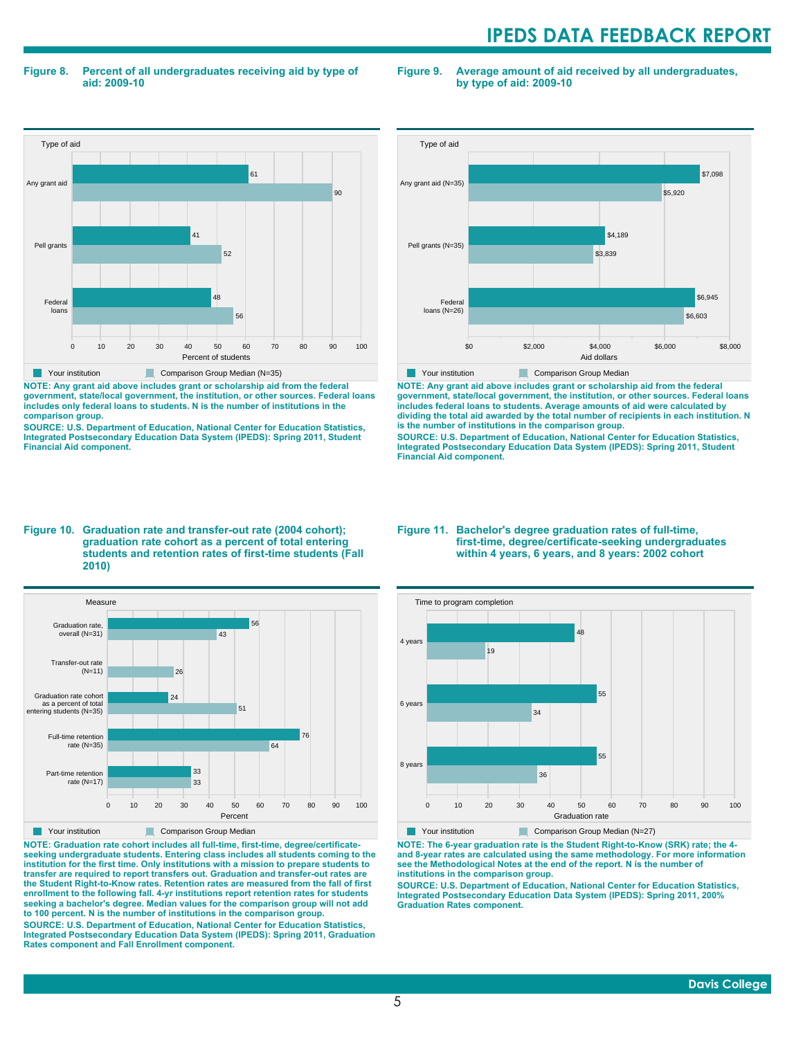**Figure 8. Percent of all undergraduates receiving aid by type of aid: 2009-10**

| Type of aid | Your institution | Comparison Group Median (N=35) |
|---|---|---|
| Any grant aid | 61 | 90 |
| Pell grants | 41 | 52 |
| Federal loans | 48 | 56 |

Percent of students

NOTE: Any grant aid above includes grant or scholarship aid from the federal government, state/local government, the institution, or other sources. Federal loans includes only federal loans to students. N is the number of institutions in the comparison group.

SOURCE: U.S. Department of Education, National Center for Education Statistics, Integrated Postsecondary Education Data System (IPEDS): Spring 2011, Student Financial Aid component.

**Figure 9. Average amount of aid received by all undergraduates, by type of aid: 2009-10**

| Type of aid | Your institution | Comparison Group Median |
|---|---|---|
| Any grant aid (N=35) | $7,098 | $5,920 |
| Pell grants (N=35) | $4,189 | $3,839 |
| Federal loans (N=26) | $6,945 | $6,603 |

Aid dollars

NOTE: Any grant aid above includes grant or scholarship aid from the federal government, state/local government, the institution, or other sources. Federal loans includes federal loans to students. Average amounts of aid were calculated by dividing the total aid awarded by the total number of recipients in each institution. N is the number of institutions in the comparison group.

SOURCE: U.S. Department of Education, National Center for Education Statistics, Integrated Postsecondary Education Data System (IPEDS): Spring 2011, Student Financial Aid component.

**Figure 10. Graduation rate and transfer-out rate (2004 cohort); graduation rate cohort as a percent of total entering students and retention rates of first-time students (Fall 2010)**

| Measure | Your institution | Comparison Group Median |
|---|---|---|
| Graduation rate, overall (N=31) | 56 | 43 |
| Transfer-out rate (N=11) | | 26 |
| Graduation rate cohort as a percent of total entering students (N=35) | 24 | 51 |
| Full-time retention rate (N=35) | 76 | 64 |
| Part-time retention rate (N=17) | 33 | 33 |

Percent

NOTE: Graduation rate cohort includes all full-time, first-time, degree/certificate-seeking undergraduate students. Entering class includes all students coming to the institution for the first time. Only institutions with a mission to prepare students to transfer are required to report transfers out. Graduation and transfer-out rates are the Student Right-to-Know rates. Retention rates are measured from the fall of first enrollment to the following fall. 4-yr institutions report retention rates for students seeking a bachelor's degree. Median values for the comparison group will not add to 100 percent. N is the number of institutions in the comparison group.

SOURCE: U.S. Department of Education, National Center for Education Statistics, Integrated Postsecondary Education Data System (IPEDS): Spring 2011, Graduation Rates component and Fall Enrollment component.

**Figure 11. Bachelor's degree graduation rates of full-time, first-time, degree/certificate-seeking undergraduates within 4 years, 6 years, and 8 years: 2002 cohort**

| Time to program completion | Your institution | Comparison Group Median (N=27) |
|---|---|---|
| 4 years | 48 | 19 |
| 6 years | 55 | 34 |
| 8 years | 55 | 36 |

Graduation rate

NOTE: The 6-year graduation rate is the Student Right-to-Know (SRK) rate; the 4- and 8-year rates are calculated using the same methodology. For more information see the Methodological Notes at the end of the report. N is the number of institutions in the comparison group.

SOURCE: U.S. Department of Education, National Center for Education Statistics, Integrated Postsecondary Education Data System (IPEDS): Spring 2011, 200% Graduation Rates component.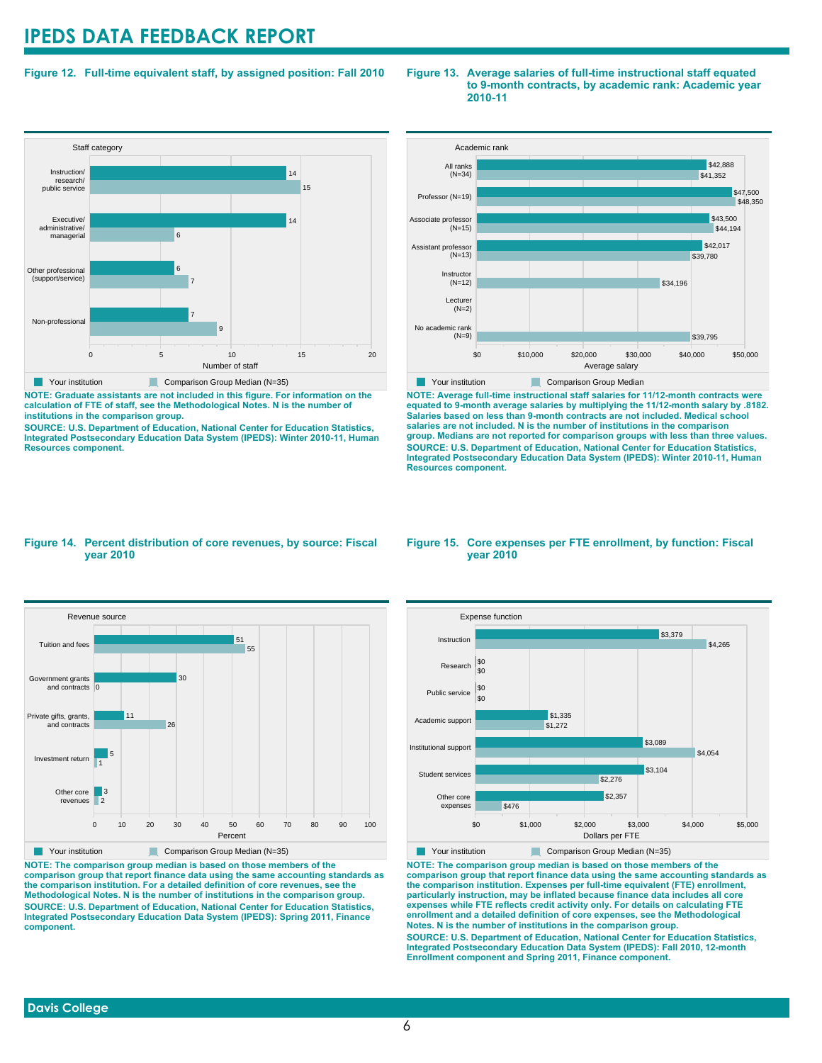## Figure 12. Full-time equivalent staff, by assigned position: Fall 2010

| Staff category | Your institution | Comparison Group Median (N=35) |
|---|---|---|
| Instruction/ research/ public service | 14 | 15 |
| Executive/ administrative/ managerial | 14 | 6 |
| Other professional (support/service) | 6 | 7 |
| Non-professional | 7 | 9 |

**NOTE: Graduate assistants are not included in this figure. For information on the calculation of FTE of staff, see the Methodological Notes. N is the number of institutions in the comparison group.**

**SOURCE: U.S. Department of Education, National Center for Education Statistics, Integrated Postsecondary Education Data System (IPEDS): Winter 2010-11, Human Resources component.**

## Figure 13. Average salaries of full-time instructional staff equated to 9-month contracts, by academic rank: Academic year 2010-11

| Academic rank | Your institution | Comparison Group Median |
|---|---|---|
| All ranks (N=34) | $42,888 | $41,352 |
| Professor (N=19) | $47,500 | $48,350 |
| Associate professor (N=15) | $43,500 | $44,194 |
| Assistant professor (N=13) | $42,017 | $39,780 |
| Instructor (N=12) | | $34,196 |
| Lecturer (N=2) | | |
| No academic rank (N=9) | | $39,795 |

**NOTE: Average full-time instructional staff salaries for 11/12-month contracts were equated to 9-month average salaries by multiplying the 11/12-month salary by .8182. Salaries based on less than 9-month contracts are not included. Medical school salaries are not included. N is the number of institutions in the comparison group. Medians are not reported for comparison groups with less than three values.**

**SOURCE: U.S. Department of Education, National Center for Education Statistics, Integrated Postsecondary Education Data System (IPEDS): Winter 2010-11, Human Resources component.**

## Figure 14. Percent distribution of core revenues, by source: Fiscal year 2010

| Revenue source | Your institution | Comparison Group Median (N=35) |
|---|---|---|
| Tuition and fees | 51 | 55 |
| Government grants and contracts | 30 | 0 |
| Private gifts, grants, and contracts | 11 | 26 |
| Investment return | 5 | 1 |
| Other core revenues | 3 | 2 |

**NOTE: The comparison group median is based on those members of the comparison group that report finance data using the same accounting standards as the comparison institution. For a detailed definition of core revenues, see the Methodological Notes. N is the number of institutions in the comparison group.**

**SOURCE: U.S. Department of Education, National Center for Education Statistics, Integrated Postsecondary Education Data System (IPEDS): Spring 2011, Finance component.**

## Figure 15. Core expenses per FTE enrollment, by function: Fiscal year 2010

| Expense function | Your institution | Comparison Group Median (N=35) |
|---|---|---|
| Instruction | $3,379 | $4,265 |
| Research | $0 | $0 |
| Public service | $0 | $0 |
| Academic support | $1,335 | $1,272 |
| Institutional support | $3,089 | $4,054 |
| Student services | $3,104 | $2,276 |
| Other core expenses | $2,357 | $476 |

**NOTE: The comparison group median is based on those members of the comparison group that report finance data using the same accounting standards as the comparison institution. Expenses per full-time equivalent (FTE) enrollment, particularly instruction, may be inflated because finance data includes all core expenses while FTE reflects credit activity only. For details on calculating FTE enrollment and a detailed definition of core expenses, see the Methodological Notes. N is the number of institutions in the comparison group.**

**SOURCE: U.S. Department of Education, National Center for Education Statistics, Integrated Postsecondary Education Data System (IPEDS): Fall 2010, 12-month Enrollment component and Spring 2011, Finance component.**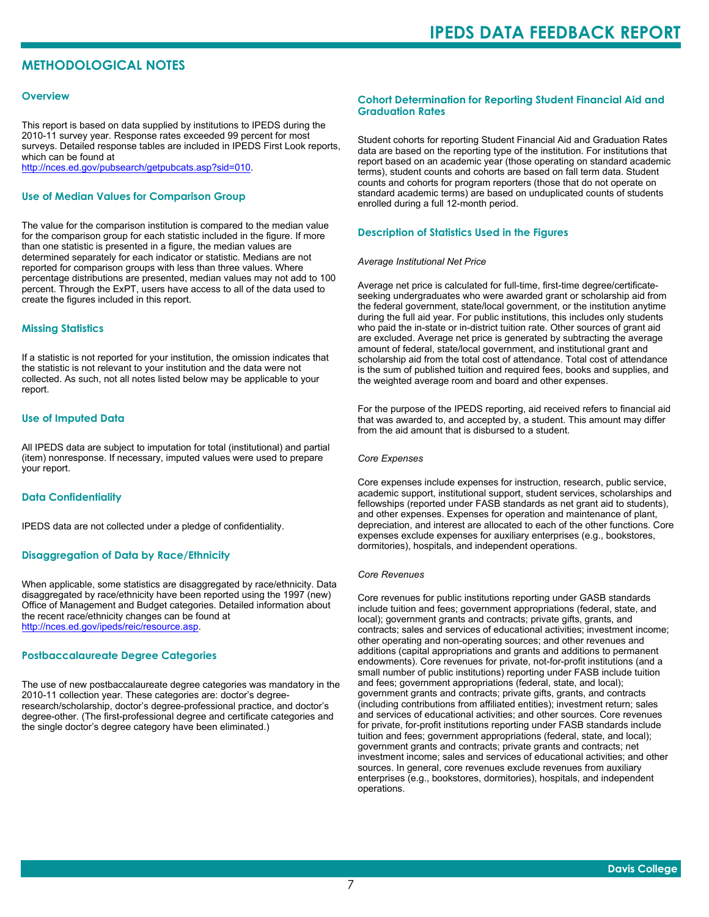## METHODOLOGICAL NOTES

### Overview

This report is based on data supplied by institutions to IPEDS during the 2010-11 survey year. Response rates exceeded 99 percent for most surveys. Detailed response tables are included in IPEDS First Look reports, which can be found at http://nces.ed.gov/pubsearch/getpubcats.asp?sid=010.

### Use of Median Values for Comparison Group

The value for the comparison institution is compared to the median value for the comparison group for each statistic included in the figure. If more than one statistic is presented in a figure, the median values are determined separately for each indicator or statistic. Medians are not reported for comparison groups with less than three values. Where percentage distributions are presented, median values may not add to 100 percent. Through the ExPT, users have access to all of the data used to create the figures included in this report.

### Missing Statistics

If a statistic is not reported for your institution, the omission indicates that the statistic is not relevant to your institution and the data were not collected. As such, not all notes listed below may be applicable to your report.

### Use of Imputed Data

All IPEDS data are subject to imputation for total (institutional) and partial (item) nonresponse. If necessary, imputed values were used to prepare your report.

### Data Confidentiality

IPEDS data are not collected under a pledge of confidentiality.

### Disaggregation of Data by Race/Ethnicity

When applicable, some statistics are disaggregated by race/ethnicity. Data disaggregated by race/ethnicity have been reported using the 1997 (new) Office of Management and Budget categories. Detailed information about the recent race/ethnicity changes can be found at http://nces.ed.gov/ipeds/reic/resource.asp.

### Postbaccalaureate Degree Categories

The use of new postbaccalaureate degree categories was mandatory in the 2010-11 collection year. These categories are: doctor's degree-research/scholarship, doctor's degree-professional practice, and doctor's degree-other. (The first-professional degree and certificate categories and the single doctor's degree category have been eliminated.)

### Cohort Determination for Reporting Student Financial Aid and Graduation Rates

Student cohorts for reporting Student Financial Aid and Graduation Rates data are based on the reporting type of the institution. For institutions that report based on an academic year (those operating on standard academic terms), student counts and cohorts are based on fall term data. Student counts and cohorts for program reporters (those that do not operate on standard academic terms) are based on unduplicated counts of students enrolled during a full 12-month period.

### Description of Statistics Used in the Figures

*Average Institutional Net Price*

Average net price is calculated for full-time, first-time degree/certificate-seeking undergraduates who were awarded grant or scholarship aid from the federal government, state/local government, or the institution anytime during the full aid year. For public institutions, this includes only students who paid the in-state or in-district tuition rate. Other sources of grant aid are excluded. Average net price is generated by subtracting the average amount of federal, state/local government, and institutional grant and scholarship aid from the total cost of attendance. Total cost of attendance is the sum of published tuition and required fees, books and supplies, and the weighted average room and board and other expenses.

For the purpose of the IPEDS reporting, aid received refers to financial aid that was awarded to, and accepted by, a student. This amount may differ from the aid amount that is disbursed to a student.

*Core Expenses*

Core expenses include expenses for instruction, research, public service, academic support, institutional support, student services, scholarships and fellowships (reported under FASB standards as net grant aid to students), and other expenses. Expenses for operation and maintenance of plant, depreciation, and interest are allocated to each of the other functions. Core expenses exclude expenses for auxiliary enterprises (e.g., bookstores, dormitories), hospitals, and independent operations.

*Core Revenues*

Core revenues for public institutions reporting under GASB standards include tuition and fees; government appropriations (federal, state, and local); government grants and contracts; private gifts, grants, and contracts; sales and services of educational activities; investment income; other operating and non-operating sources; and other revenues and additions (capital appropriations and grants and additions to permanent endowments). Core revenues for private, not-for-profit institutions (and a small number of public institutions) reporting under FASB include tuition and fees; government appropriations (federal, state, and local); government grants and contracts; private gifts, grants, and contracts (including contributions from affiliated entities); investment return; sales and services of educational activities; and other sources. Core revenues for private, for-profit institutions reporting under FASB standards include tuition and fees; government appropriations (federal, state, and local); government grants and contracts; private grants and contracts; net investment income; sales and services of educational activities; and other sources. In general, core revenues exclude revenues from auxiliary enterprises (e.g., bookstores, dormitories), hospitals, and independent operations.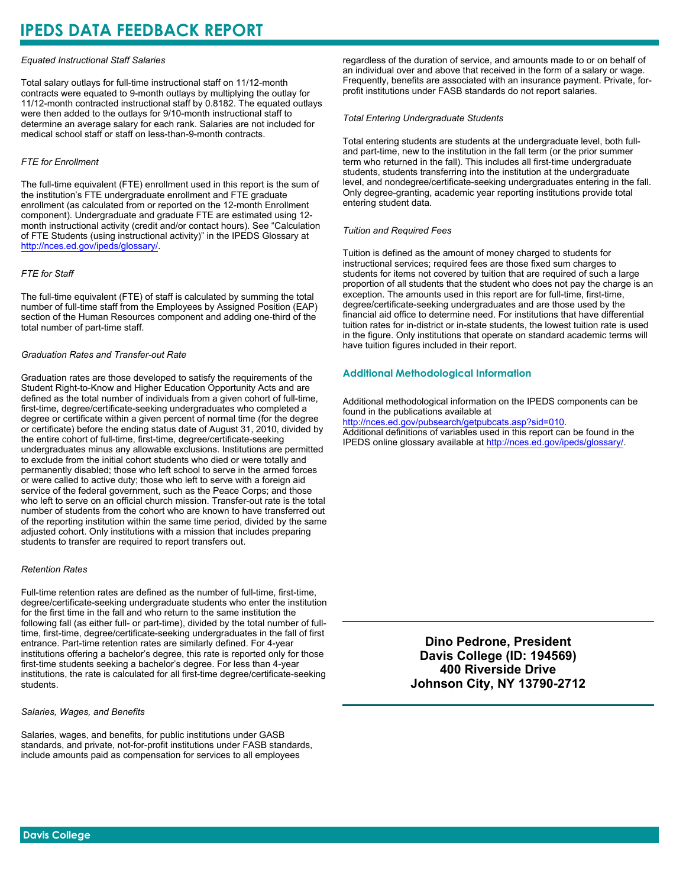*Equated Instructional Staff Salaries*

Total salary outlays for full-time instructional staff on 11/12-month contracts were equated to 9-month outlays by multiplying the outlay for 11/12-month contracted instructional staff by 0.8182. The equated outlays were then added to the outlays for 9/10-month instructional staff to determine an average salary for each rank. Salaries are not included for medical school staff or staff on less-than-9-month contracts.

*FTE for Enrollment*

The full-time equivalent (FTE) enrollment used in this report is the sum of the institution's FTE undergraduate enrollment and FTE graduate enrollment (as calculated from or reported on the 12-month Enrollment component). Undergraduate and graduate FTE are estimated using 12-month instructional activity (credit and/or contact hours). See "Calculation of FTE Students (using instructional activity)" in the IPEDS Glossary at http://nces.ed.gov/ipeds/glossary/.

*FTE for Staff*

The full-time equivalent (FTE) of staff is calculated by summing the total number of full-time staff from the Employees by Assigned Position (EAP) section of the Human Resources component and adding one-third of the total number of part-time staff.

*Graduation Rates and Transfer-out Rate*

Graduation rates are those developed to satisfy the requirements of the Student Right-to-Know and Higher Education Opportunity Acts and are defined as the total number of individuals from a given cohort of full-time, first-time, degree/certificate-seeking undergraduates who completed a degree or certificate within a given percent of normal time (for the degree or certificate) before the ending status date of August 31, 2010, divided by the entire cohort of full-time, first-time, degree/certificate-seeking undergraduates minus any allowable exclusions. Institutions are permitted to exclude from the initial cohort students who died or were totally and permanently disabled; those who left school to serve in the armed forces or were called to active duty; those who left to serve with a foreign aid service of the federal government, such as the Peace Corps; and those who left to serve on an official church mission. Transfer-out rate is the total number of students from the cohort who are known to have transferred out of the reporting institution within the same time period, divided by the same adjusted cohort. Only institutions with a mission that includes preparing students to transfer are required to report transfers out.

*Retention Rates*

Full-time retention rates are defined as the number of full-time, first-time, degree/certificate-seeking undergraduate students who enter the institution for the first time in the fall and who return to the same institution the following fall (as either full- or part-time), divided by the total number of full-time, first-time, degree/certificate-seeking undergraduates in the fall of first entrance. Part-time retention rates are similarly defined. For 4-year institutions offering a bachelor's degree, this rate is reported only for those first-time students seeking a bachelor's degree. For less than 4-year institutions, the rate is calculated for all first-time degree/certificate-seeking students.

*Salaries, Wages, and Benefits*

Salaries, wages, and benefits, for public institutions under GASB standards, and private, not-for-profit institutions under FASB standards, include amounts paid as compensation for services to all employees regardless of the duration of service, and amounts made to or on behalf of an individual over and above that received in the form of a salary or wage. Frequently, benefits are associated with an insurance payment. Private, for-profit institutions under FASB standards do not report salaries.

*Total Entering Undergraduate Students*

Total entering students are students at the undergraduate level, both full- and part-time, new to the institution in the fall term (or the prior summer term who returned in the fall). This includes all first-time undergraduate students, students transferring into the institution at the undergraduate level, and nondegree/certificate-seeking undergraduates entering in the fall. Only degree-granting, academic year reporting institutions provide total entering student data.

*Tuition and Required Fees*

Tuition is defined as the amount of money charged to students for instructional services; required fees are those fixed sum charges to students for items not covered by tuition that are required of such a large proportion of all students that the student who does not pay the charge is an exception. The amounts used in this report are for full-time, first-time, degree/certificate-seeking undergraduates and are those used by the financial aid office to determine need. For institutions that have differential tuition rates for in-district or in-state students, the lowest tuition rate is used in the figure. Only institutions that operate on standard academic terms will have tuition figures included in their report.

## Additional Methodological Information

Additional methodological information on the IPEDS components can be found in the publications available at http://nces.ed.gov/pubsearch/getpubcats.asp?sid=010.
Additional definitions of variables used in this report can be found in the IPEDS online glossary available at http://nces.ed.gov/ipeds/glossary/.

**Dino Pedrone, President**
**Davis College (ID: 194569)**
**400 Riverside Drive**
**Johnson City, NY 13790-2712**